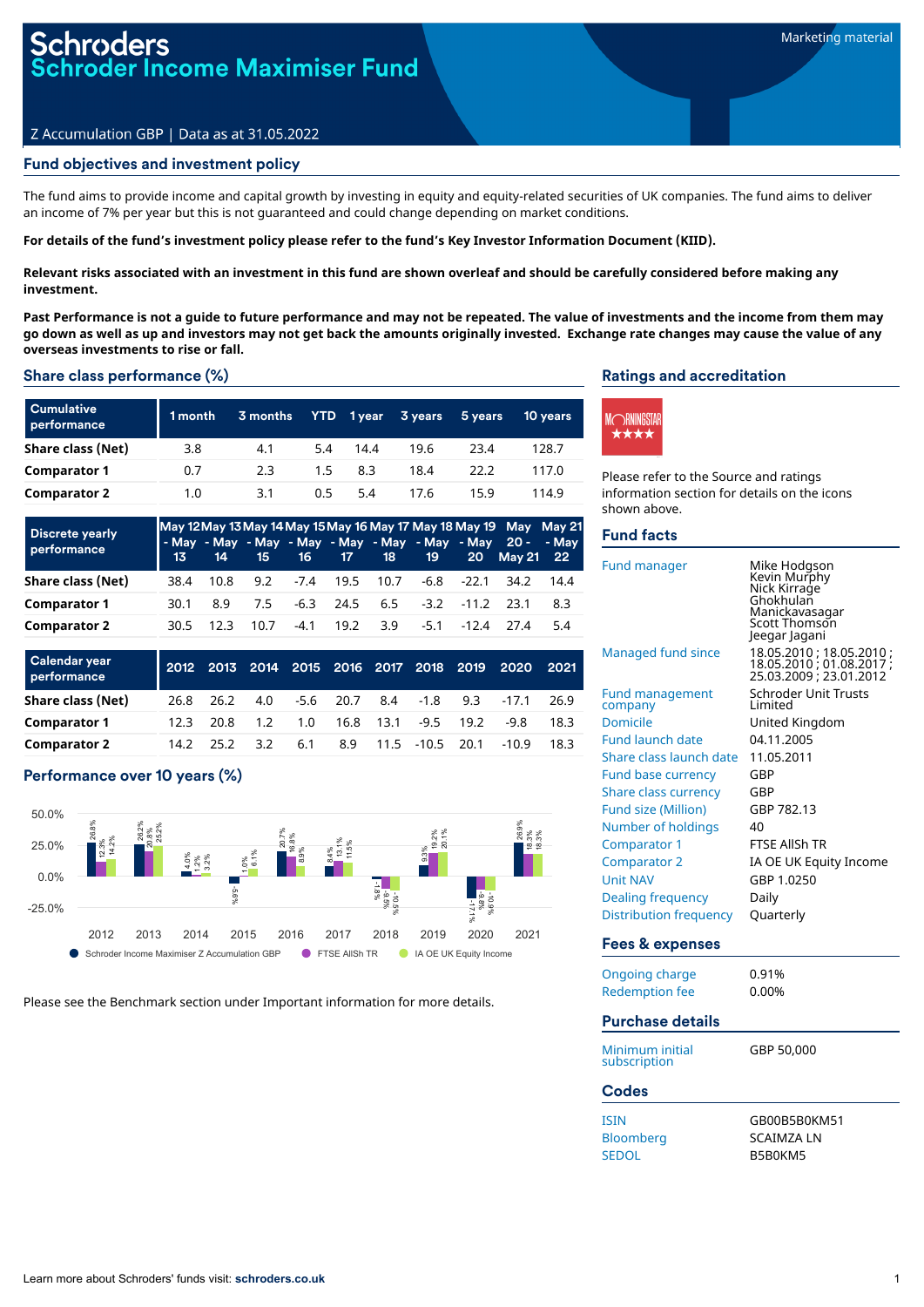# Schroders
# Schroder Income Maximiser Fund

Marketing material

Z Accumulation GBP | Data as at 31.05.2022

## Fund objectives and investment policy

The fund aims to provide income and capital growth by investing in equity and equity-related securities of UK companies. The fund aims to deliver an income of 7% per year but this is not guaranteed and could change depending on market conditions.

**For details of the fund's investment policy please refer to the fund's Key Investor Information Document (KIID).**

**Relevant risks associated with an investment in this fund are shown overleaf and should be carefully considered before making any investment.**

**Past Performance is not a guide to future performance and may not be repeated. The value of investments and the income from them may go down as well as up and investors may not get back the amounts originally invested. Exchange rate changes may cause the value of any overseas investments to rise or fall.**

## Share class performance (%)

| Cumulative performance | 1 month | 3 months | YTD | 1 year | 3 years | 5 years | 10 years |
|---|---|---|---|---|---|---|---|
| **Share class (Net)** | 3.8 | 4.1 | 5.4 | 14.4 | 19.6 | 23.4 | 128.7 |
| **Comparator 1** | 0.7 | 2.3 | 1.5 | 8.3 | 18.4 | 22.2 | 117.0 |
| **Comparator 2** | 1.0 | 3.1 | 0.5 | 5.4 | 17.6 | 15.9 | 114.9 |

| Discrete yearly performance | May 12 - May 13 | May 13 - May 14 | May 14 - May 15 | May 15 - May 16 | May 16 - May 17 | May 17 - May 18 | May 18 - May 19 | May 19 - May 20 | May 20 - May 21 | May 21 - May 22 |
|---|---|---|---|---|---|---|---|---|---|---|
| **Share class (Net)** | 38.4 | 10.8 | 9.2 | -7.4 | 19.5 | 10.7 | -6.8 | -22.1 | 34.2 | 14.4 |
| **Comparator 1** | 30.1 | 8.9 | 7.5 | -6.3 | 24.5 | 6.5 | -3.2 | -11.2 | 23.1 | 8.3 |
| **Comparator 2** | 30.5 | 12.3 | 10.7 | -4.1 | 19.2 | 3.9 | -5.1 | -12.4 | 27.4 | 5.4 |

| Calendar year performance | 2012 | 2013 | 2014 | 2015 | 2016 | 2017 | 2018 | 2019 | 2020 | 2021 |
|---|---|---|---|---|---|---|---|---|---|---|
| **Share class (Net)** | 26.8 | 26.2 | 4.0 | -5.6 | 20.7 | 8.4 | -1.8 | 9.3 | -17.1 | 26.9 |
| **Comparator 1** | 12.3 | 20.8 | 1.2 | 1.0 | 16.8 | 13.1 | -9.5 | 19.2 | -9.8 | 18.3 |
| **Comparator 2** | 14.2 | 25.2 | 3.2 | 6.1 | 8.9 | 11.5 | -10.5 | 20.1 | -10.9 | 18.3 |

## Performance over 10 years (%)

Legend: Schroder Income Maximiser Z Accumulation GBP; FTSE AllSh TR; IA OE UK Equity Income

Please see the Benchmark section under Important information for more details.

## Ratings and accreditation

Morningstar ★★★★

Please refer to the Source and ratings information section for details on the icons shown above.

## Fund facts

| | |
|---|---|
| Fund manager | Mike Hodgson<br>Kevin Murphy<br>Nick Kirrage<br>Ghokhulan Manickavasagar<br>Scott Thomson<br>Jeegar Jagani |
| Managed fund since | 18.05.2010 ; 18.05.2010 ; 18.05.2010 ; 01.08.2017 ; 25.03.2009 ; 23.01.2012 |
| Fund management company | Schroder Unit Trusts Limited |
| Domicile | United Kingdom |
| Fund launch date | 04.11.2005 |
| Share class launch date | 11.05.2011 |
| Fund base currency | GBP |
| Share class currency | GBP |
| Fund size (Million) | GBP 782.13 |
| Number of holdings | 40 |
| Comparator 1 | FTSE AllSh TR |
| Comparator 2 | IA OE UK Equity Income |
| Unit NAV | GBP 1.0250 |
| Dealing frequency | Daily |
| Distribution frequency | Quarterly |

## Fees & expenses

| | |
|---|---|
| Ongoing charge | 0.91% |
| Redemption fee | 0.00% |

## Purchase details

| | |
|---|---|
| Minimum initial subscription | GBP 50,000 |

## Codes

| | |
|---|---|
| ISIN | GB00B5B0KM51 |
| Bloomberg | SCAIMZA LN |
| SEDOL | B5B0KM5 |

Learn more about Schroders' funds visit: **schroders.co.uk**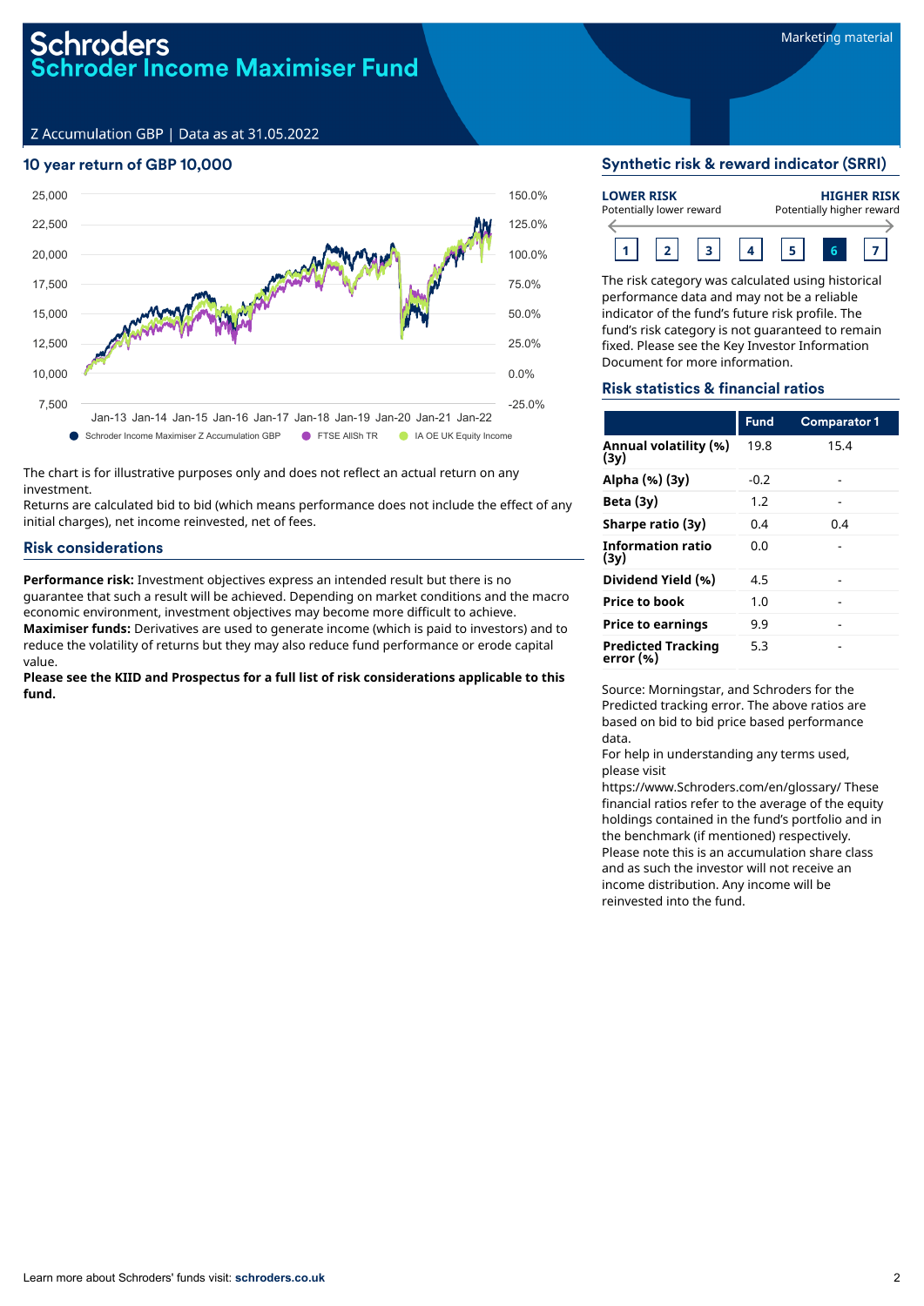# Schroders
## Schroder Income Maximiser Fund

Marketing material

Z Accumulation GBP | Data as at 31.05.2022

### 10 year return of GBP 10,000

Schroder Income Maximiser Z Accumulation GBP | FTSE AllSh TR | IA OE UK Equity Income

The chart is for illustrative purposes only and does not reflect an actual return on any investment.

Returns are calculated bid to bid (which means performance does not include the effect of any initial charges), net income reinvested, net of fees.

### Risk considerations

**Performance risk:** Investment objectives express an intended result but there is no guarantee that such a result will be achieved. Depending on market conditions and the macro economic environment, investment objectives may become more difficult to achieve.

**Maximiser funds:** Derivatives are used to generate income (which is paid to investors) and to reduce the volatility of returns but they may also reduce fund performance or erode capital value.

**Please see the KIID and Prospectus for a full list of risk considerations applicable to this fund.**

### Synthetic risk & reward indicator (SRRI)

**LOWER RISK** Potentially lower reward — **HIGHER RISK** Potentially higher reward

1 | 2 | 3 | 4 | 5 | **6** | 7

The risk category was calculated using historical performance data and may not be a reliable indicator of the fund's future risk profile. The fund's risk category is not guaranteed to remain fixed. Please see the Key Investor Information Document for more information.

### Risk statistics & financial ratios

| | Fund | Comparator 1 |
|---|---|---|
| **Annual volatility (%) (3y)** | 19.8 | 15.4 |
| **Alpha (%) (3y)** | -0.2 | - |
| **Beta (3y)** | 1.2 | - |
| **Sharpe ratio (3y)** | 0.4 | 0.4 |
| **Information ratio (3y)** | 0.0 | - |
| **Dividend Yield (%)** | 4.5 | - |
| **Price to book** | 1.0 | - |
| **Price to earnings** | 9.9 | - |
| **Predicted Tracking error (%)** | 5.3 | - |

Source: Morningstar, and Schroders for the Predicted tracking error. The above ratios are based on bid to bid price based performance data.

For help in understanding any terms used, please visit https://www.Schroders.com/en/glossary/ These financial ratios refer to the average of the equity holdings contained in the fund's portfolio and in the benchmark (if mentioned) respectively.

Please note this is an accumulation share class and as such the investor will not receive an income distribution. Any income will be reinvested into the fund.

Learn more about Schroders' funds visit: **schroders.co.uk**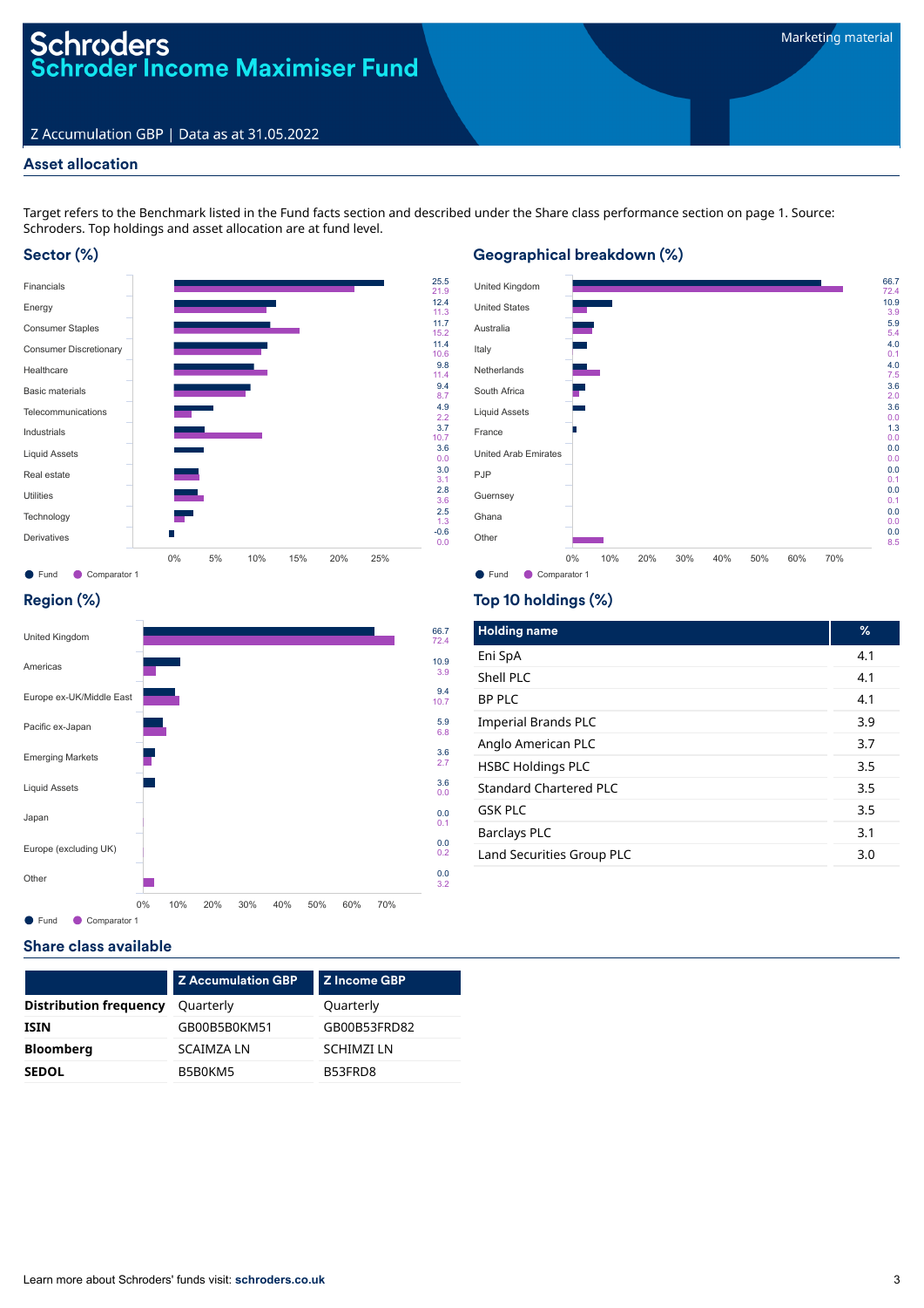# Schroders
## Schroder Income Maximiser Fund

Marketing material

Z Accumulation GBP | Data as at 31.05.2022

## Asset allocation

Target refers to the Benchmark listed in the Fund facts section and described under the Share class performance section on page 1. Source: Schroders. Top holdings and asset allocation are at fund level.

### Sector (%)

| Sector | Fund | Comparator 1 |
|---|---|---|
| Financials | 25.5 | 21.9 |
| Energy | 12.4 | 11.3 |
| Consumer Staples | 11.7 | 15.2 |
| Consumer Discretionary | 11.4 | 10.6 |
| Healthcare | 9.8 | 11.4 |
| Basic materials | 9.4 | 8.7 |
| Telecommunications | 4.9 | 2.2 |
| Industrials | 3.7 | 10.7 |
| Liquid Assets | 3.6 | 0.0 |
| Real estate | 3.0 | 3.1 |
| Utilities | 2.8 | 3.6 |
| Technology | 2.5 | 1.3 |
| Derivatives | -0.6 | 0.0 |

### Geographical breakdown (%)

| Country | Fund | Comparator 1 |
|---|---|---|
| United Kingdom | 66.7 | 72.4 |
| United States | 10.9 | 3.9 |
| Australia | 5.9 | 5.4 |
| Italy | 4.0 | 0.1 |
| Netherlands | 4.0 | 7.5 |
| South Africa | 3.6 | 2.0 |
| Liquid Assets | 3.6 | 0.0 |
| France | 1.3 | 0.0 |
| United Arab Emirates | 0.0 | 0.0 |
| PJP | 0.0 | 0.1 |
| Guernsey | 0.0 | 0.1 |
| Ghana | 0.0 | 0.0 |
| Other | 0.0 | 8.5 |

### Region (%)

| Region | Fund | Comparator 1 |
|---|---|---|
| United Kingdom | 66.7 | 72.4 |
| Americas | 10.9 | 3.9 |
| Europe ex-UK/Middle East | 9.4 | 10.7 |
| Pacific ex-Japan | 5.9 | 6.8 |
| Emerging Markets | 3.6 | 2.7 |
| Liquid Assets | 3.6 | 0.0 |
| Japan | 0.0 | 0.1 |
| Europe (excluding UK) | 0.0 | 0.2 |
| Other | 0.0 | 3.2 |

### Top 10 holdings (%)

| Holding name | % |
|---|---|
| Eni SpA | 4.1 |
| Shell PLC | 4.1 |
| BP PLC | 4.1 |
| Imperial Brands PLC | 3.9 |
| Anglo American PLC | 3.7 |
| HSBC Holdings PLC | 3.5 |
| Standard Chartered PLC | 3.5 |
| GSK PLC | 3.5 |
| Barclays PLC | 3.1 |
| Land Securities Group PLC | 3.0 |

## Share class available

| | Z Accumulation GBP | Z Income GBP |
|---|---|---|
| **Distribution frequency** | Quarterly | Quarterly |
| **ISIN** | GB00B5B0KM51 | GB00B53FRD82 |
| **Bloomberg** | SCAIMZA LN | SCHIMZI LN |
| **SEDOL** | B5B0KM5 | B53FRD8 |

Learn more about Schroders' funds visit: **schroders.co.uk**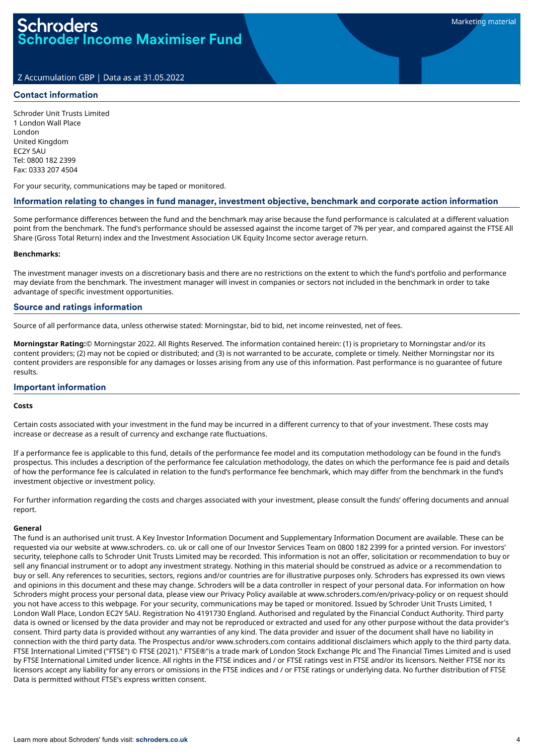# Schroders
## Schroder Income Maximiser Fund

Marketing material

Z Accumulation GBP | Data as at 31.05.2022

## Contact information

Schroder Unit Trusts Limited
1 London Wall Place
London
United Kingdom
EC2Y 5AU
Tel: 0800 182 2399
Fax: 0333 207 4504

For your security, communications may be taped or monitored.

## Information relating to changes in fund manager, investment objective, benchmark and corporate action information

Some performance differences between the fund and the benchmark may arise because the fund performance is calculated at a different valuation point from the benchmark. The fund's performance should be assessed against the income target of 7% per year, and compared against the FTSE All Share (Gross Total Return) index and the Investment Association UK Equity Income sector average return.

**Benchmarks:**

The investment manager invests on a discretionary basis and there are no restrictions on the extent to which the fund's portfolio and performance may deviate from the benchmark. The investment manager will invest in companies or sectors not included in the benchmark in order to take advantage of specific investment opportunities.

## Source and ratings information

Source of all performance data, unless otherwise stated: Morningstar, bid to bid, net income reinvested, net of fees.

**Morningstar Rating:**© Morningstar 2022. All Rights Reserved. The information contained herein: (1) is proprietary to Morningstar and/or its content providers; (2) may not be copied or distributed; and (3) is not warranted to be accurate, complete or timely. Neither Morningstar nor its content providers are responsible for any damages or losses arising from any use of this information. Past performance is no guarantee of future results.

## Important information

**Costs**

Certain costs associated with your investment in the fund may be incurred in a different currency to that of your investment. These costs may increase or decrease as a result of currency and exchange rate fluctuations.

If a performance fee is applicable to this fund, details of the performance fee model and its computation methodology can be found in the fund's prospectus. This includes a description of the performance fee calculation methodology, the dates on which the performance fee is paid and details of how the performance fee is calculated in relation to the fund's performance fee benchmark, which may differ from the benchmark in the fund's investment objective or investment policy.

For further information regarding the costs and charges associated with your investment, please consult the funds' offering documents and annual report.

**General**

The fund is an authorised unit trust. A Key Investor Information Document and Supplementary Information Document are available. These can be requested via our website at www.schroders. co. uk or call one of our Investor Services Team on 0800 182 2399 for a printed version. For investors' security, telephone calls to Schroder Unit Trusts Limited may be recorded. This information is not an offer, solicitation or recommendation to buy or sell any financial instrument or to adopt any investment strategy. Nothing in this material should be construed as advice or a recommendation to buy or sell. Any references to securities, sectors, regions and/or countries are for illustrative purposes only. Schroders has expressed its own views and opinions in this document and these may change. Schroders will be a data controller in respect of your personal data. For information on how Schroders might process your personal data, please view our Privacy Policy available at www.schroders.com/en/privacy-policy or on request should you not have access to this webpage. For your security, communications may be taped or monitored. Issued by Schroder Unit Trusts Limited, 1 London Wall Place, London EC2Y 5AU. Registration No 4191730 England. Authorised and regulated by the Financial Conduct Authority. Third party data is owned or licensed by the data provider and may not be reproduced or extracted and used for any other purpose without the data provider's consent. Third party data is provided without any warranties of any kind. The data provider and issuer of the document shall have no liability in connection with the third party data. The Prospectus and/or www.schroders.com contains additional disclaimers which apply to the third party data. FTSE International Limited ("FTSE") © FTSE (2021)." FTSE®"is a trade mark of London Stock Exchange Plc and The Financial Times Limited and is used by FTSE International Limited under licence. All rights in the FTSE indices and / or FTSE ratings vest in FTSE and/or its licensors. Neither FTSE nor its licensors accept any liability for any errors or omissions in the FTSE indices and / or FTSE ratings or underlying data. No further distribution of FTSE Data is permitted without FTSE's express written consent.

Learn more about Schroders' funds visit: **schroders.co.uk**